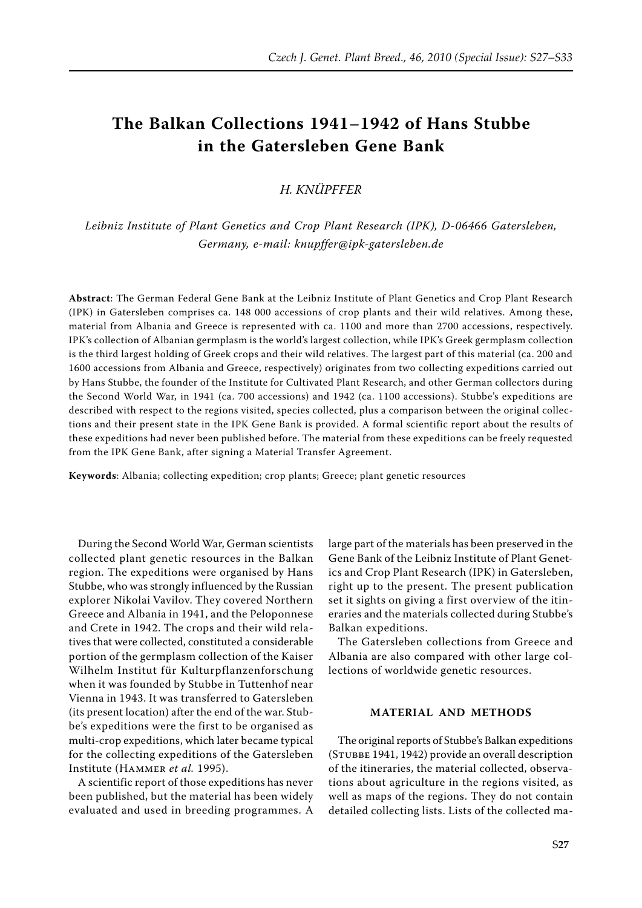# The Balkan Collections 1941–1942 of Hans Stubbe in the Gatersleben Gene Bank

*H. Knüpffer*

*Leibniz Institute of Plant Genetics and Crop Plant Research (IPK), D-06466 Gatersleben, Germany, e-mail: knupffer@ipk-gatersleben.de*

**Abstract**: The German Federal Gene Bank at the Leibniz Institute of Plant Genetics and Crop Plant Research (IPK) in Gatersleben comprises ca. 148 000 accessions of crop plants and their wild relatives. Among these, material from Albania and Greece is represented with ca. 1100 and more than 2700 accessions, respectively. IPK's collection of Albanian germplasm is the world's largest collection, while IPK's Greek germplasm collection is the third largest holding of Greek crops and their wild relatives. The largest part of this material (ca. 200 and 1600 accessions from Albania and Greece, respectively) originates from two collecting expeditions carried out by Hans Stubbe, the founder of the Institute for Cultivated Plant Research, and other German collectors during the Second World War, in 1941 (ca. 700 accessions) and 1942 (ca. 1100 accessions). Stubbe's expeditions are described with respect to the regions visited, species collected, plus a comparison between the original collections and their present state in the IPK Gene Bank is provided. A formal scientific report about the results of these expeditions had never been published before. The material from these expeditions can be freely requested from the IPK Gene Bank, after signing a Material Transfer Agreement.

**Keywords**: Albania; collecting expedition; crop plants; Greece; plant genetic resources

During the Second World War, German scientists collected plant genetic resources in the Balkan region. The expeditions were organised by Hans Stubbe, who was strongly influenced by the Russian explorer Nikolai Vavilov. They covered Northern Greece and Albania in 1941, and the Peloponnese and Crete in 1942. The crops and their wild relatives that were collected, constituted a considerable portion of the germplasm collection of the Kaiser Wilhelm Institut für Kulturpflanzenforschung when it was founded by Stubbe in Tuttenhof near Vienna in 1943. It was transferred to Gatersleben (its present location) after the end of the war. Stubbe's expeditions were the first to be organised as multi-crop expeditions, which later became typical for the collecting expeditions of the Gatersleben Institute (Hammer *et al.* 1995).

A scientific report of those expeditions has never been published, but the material has been widely evaluated and used in breeding programmes. A large part of the materials has been preserved in the Gene Bank of the Leibniz Institute of Plant Genetics and Crop Plant Research (IPK) in Gatersleben, right up to the present. The present publication set it sights on giving a first overview of the itineraries and the materials collected during Stubbe's Balkan expeditions.

The Gatersleben collections from Greece and Albania are also compared with other large collections of worldwide genetic resources.

## MATERIAL AND METHODS

The original reports of Stubbe's Balkan expeditions (Stubbe 1941, 1942) provide an overall description of the itineraries, the material collected, observations about agriculture in the regions visited, as well as maps of the regions. They do not contain detailed collecting lists. Lists of the collected ma-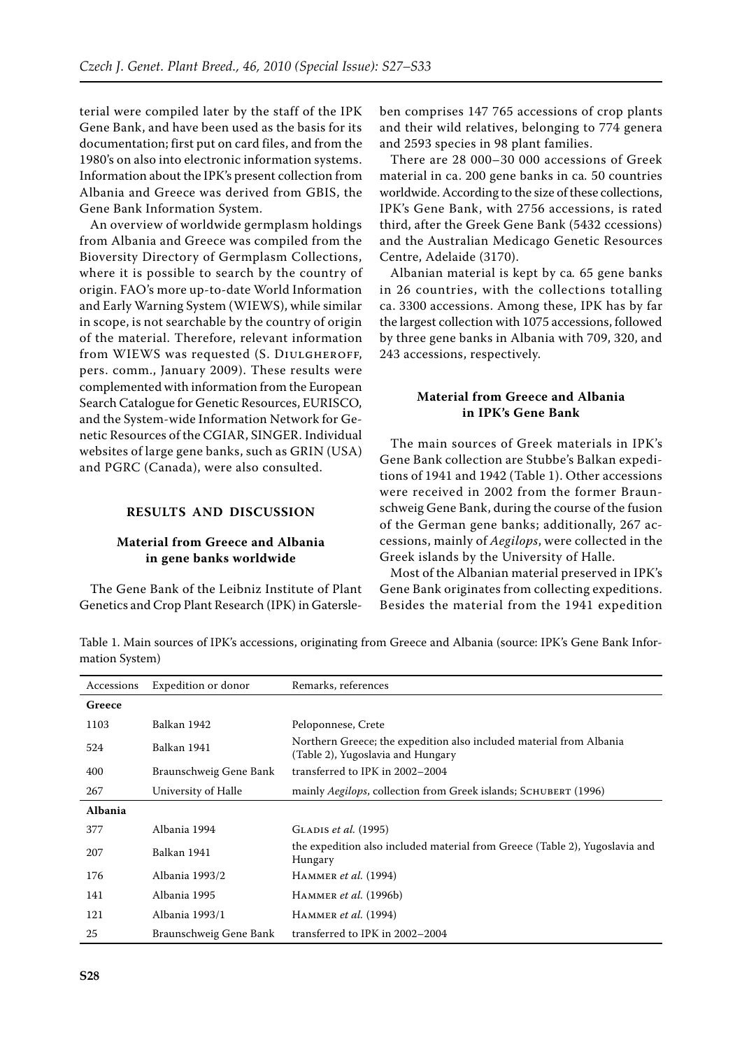terial were compiled later by the staff of the IPK Gene Bank, and have been used as the basis for its documentation; first put on card files, and from the 1980's on also into electronic information systems. Information about the IPK's present collection from Albania and Greece was derived from GBIS, the Gene Bank Information System.

An overview of worldwide germplasm holdings from Albania and Greece was compiled from the Bioversity Directory of Germplasm Collections, where it is possible to search by the country of origin. FAO's more up-to-date World Information and Early Warning System (WIEWS), while similar in scope, is not searchable by the country of origin of the material. Therefore, relevant information from WIEWS was requested (S. Diulgheroff, pers. comm., January 2009). These results were complemented with information from the European Search Catalogue for Genetic Resources, EURISCO, and the System-wide Information Network for Genetic Resources of the CGIAR, SINGER. Individual websites of large gene banks, such as GRIN (USA) and PGRC (Canada), were also consulted.

## RESULTS AND DISCUSSION

### Material from Greece and Albania in gene banks worldwide

The Gene Bank of the Leibniz Institute of Plant Genetics and Crop Plant Research (IPK) in Gatersleben comprises 147 765 accessions of crop plants and their wild relatives, belonging to 774 genera and 2593 species in 98 plant families.

There are 28 000–30 000 accessions of Greek material in ca. 200 gene banks in ca. 50 countries worldwide. According to the size of these collections, IPK's Gene Bank, with 2756 accessions, is rated third, after the Greek Gene Bank (5432 ccessions) and the Australian Medicago Genetic Resources Centre, Adelaide (3170).

Albanian material is kept by ca*.* 65 gene banks in 26 countries, with the collections totalling ca. 3300 accessions. Among these, IPK has by far the largest collection with 1075 accessions, followed by three gene banks in Albania with 709, 320, and 243 accessions, respectively.

### Material from Greece and Albania in IPK's Gene Bank

The main sources of Greek materials in IPK's Gene Bank collection are Stubbe's Balkan expeditions of 1941 and 1942 (Table 1). Other accessions were received in 2002 from the former Braunschweig Gene Bank, during the course of the fusion of the German gene banks; additionally, 267 accessions, mainly of *Aegilops*, were collected in the Greek islands by the University of Halle.

Most of the Albanian material preserved in IPK's Gene Bank originates from collecting expeditions. Besides the material from the 1941 expedition

Table 1. Main sources of IPK's accessions, originating from Greece and Albania (source: IPK's Gene Bank Information System)

| Accessions | Expedition or donor | Remarks, references |
|---|---|---|
| **Greece** | | |
| 1103 | Balkan 1942 | Peloponnese, Crete |
| 524 | Balkan 1941 | Northern Greece; the expedition also included material from Albania (Table 2), Yugoslavia and Hungary |
| 400 | Braunschweig Gene Bank | transferred to IPK in 2002–2004 |
| 267 | University of Halle | mainly *Aegilops*, collection from Greek islands; Schubert (1996) |
| **Albania** | | |
| 377 | Albania 1994 | Gladis *et al.* (1995) |
| 207 | Balkan 1941 | the expedition also included material from Greece (Table 2), Yugoslavia and Hungary |
| 176 | Albania 1993/2 | Hammer *et al.* (1994) |
| 141 | Albania 1995 | Hammer *et al.* (1996b) |
| 121 | Albania 1993/1 | Hammer *et al.* (1994) |
| 25 | Braunschweig Gene Bank | transferred to IPK in 2002–2004 |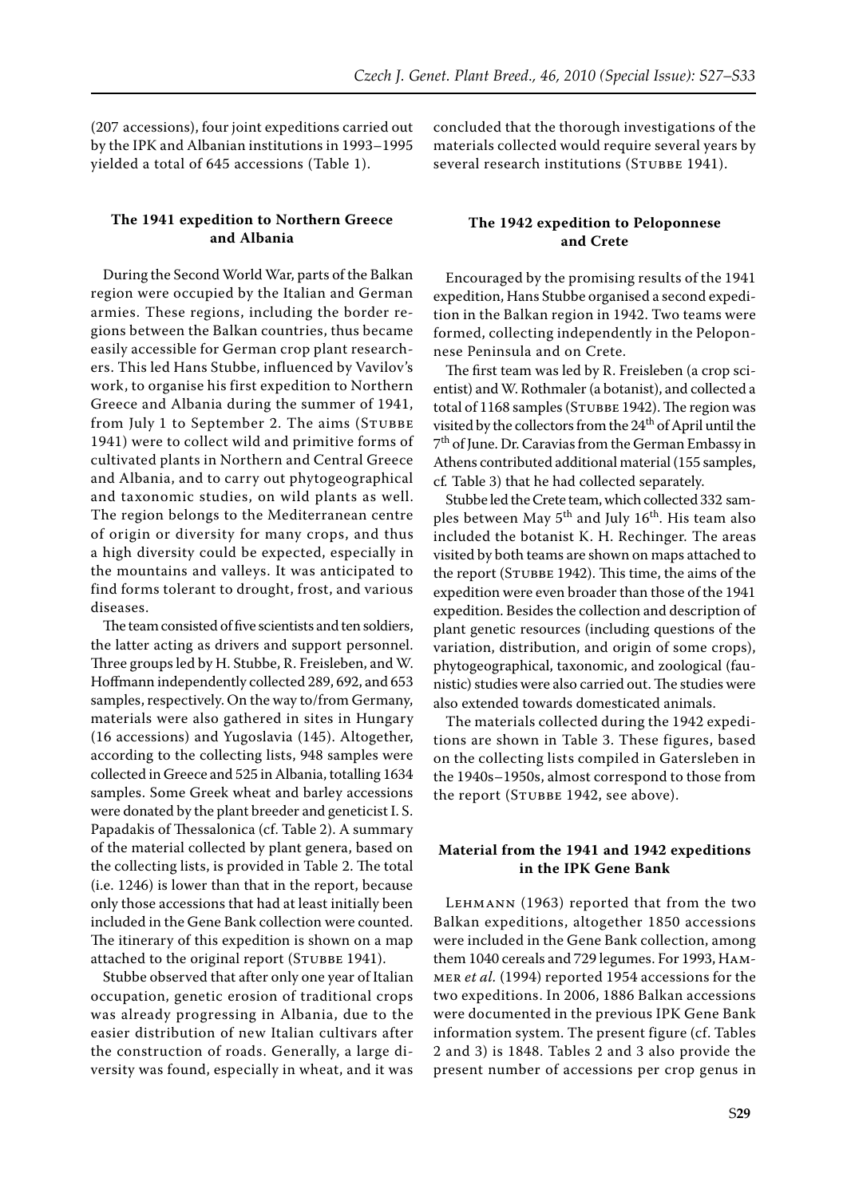(207 accessions), four joint expeditions carried out by the IPK and Albanian institutions in 1993–1995 yielded a total of 645 accessions (Table 1).

### The 1941 expedition to Northern Greece and Albania

During the Second World War, parts of the Balkan region were occupied by the Italian and German armies. These regions, including the border regions between the Balkan countries, thus became easily accessible for German crop plant researchers. This led Hans Stubbe, influenced by Vavilov's work, to organise his first expedition to Northern Greece and Albania during the summer of 1941, from July 1 to September 2. The aims (Stubbe 1941) were to collect wild and primitive forms of cultivated plants in Northern and Central Greece and Albania, and to carry out phytogeographical and taxonomic studies, on wild plants as well. The region belongs to the Mediterranean centre of origin or diversity for many crops, and thus a high diversity could be expected, especially in the mountains and valleys. It was anticipated to find forms tolerant to drought, frost, and various diseases.

The team consisted of five scientists and ten soldiers, the latter acting as drivers and support personnel. Three groups led by H. Stubbe, R. Freisleben, and W. Hoffmann independently collected 289, 692, and 653 samples, respectively. On the way to/from Germany, materials were also gathered in sites in Hungary (16 accessions) and Yugoslavia (145). Altogether, according to the collecting lists, 948 samples were collected in Greece and 525 in Albania, totalling 1634 samples. Some Greek wheat and barley accessions were donated by the plant breeder and geneticist I. S. Papadakis of Thessalonica (cf. Table 2). A summary of the material collected by plant genera, based on the collecting lists, is provided in Table 2. The total (i.e. 1246) is lower than that in the report, because only those accessions that had at least initially been included in the Gene Bank collection were counted. The itinerary of this expedition is shown on a map attached to the original report (Stubbe 1941).

Stubbe observed that after only one year of Italian occupation, genetic erosion of traditional crops was already progressing in Albania, due to the easier distribution of new Italian cultivars after the construction of roads. Generally, a large diversity was found, especially in wheat, and it was concluded that the thorough investigations of the materials collected would require several years by several research institutions (Stubbe 1941).

### The 1942 expedition to Peloponnese and Crete

Encouraged by the promising results of the 1941 expedition, Hans Stubbe organised a second expedition in the Balkan region in 1942. Two teams were formed, collecting independently in the Peloponnese Peninsula and on Crete.

The first team was led by R. Freisleben (a crop scientist) and W. Rothmaler (a botanist), and collected a total of 1168 samples (Stubbe 1942). The region was visited by the collectors from the 24th of April until the 7th of June. Dr. Caravias from the German Embassy in Athens contributed additional material (155 samples, cf. Table 3) that he had collected separately.

Stubbe led the Crete team, which collected 332 samples between May 5th and July 16th. His team also included the botanist K. H. Rechinger. The areas visited by both teams are shown on maps attached to the report (Stubbe 1942). This time, the aims of the expedition were even broader than those of the 1941 expedition. Besides the collection and description of plant genetic resources (including questions of the variation, distribution, and origin of some crops), phytogeographical, taxonomic, and zoological (faunistic) studies were also carried out. The studies were also extended towards domesticated animals.

The materials collected during the 1942 expeditions are shown in Table 3. These figures, based on the collecting lists compiled in Gatersleben in the 1940s–1950s, almost correspond to those from the report (Stubbe 1942, see above).

### Material from the 1941 and 1942 expeditions in the IPK Gene Bank

Lehmann (1963) reported that from the two Balkan expeditions, altogether 1850 accessions were included in the Gene Bank collection, among them 1040 cereals and 729 legumes. For 1993, Hammer *et al.* (1994) reported 1954 accessions for the two expeditions. In 2006, 1886 Balkan accessions were documented in the previous IPK Gene Bank information system. The present figure (cf. Tables 2 and 3) is 1848. Tables 2 and 3 also provide the present number of accessions per crop genus in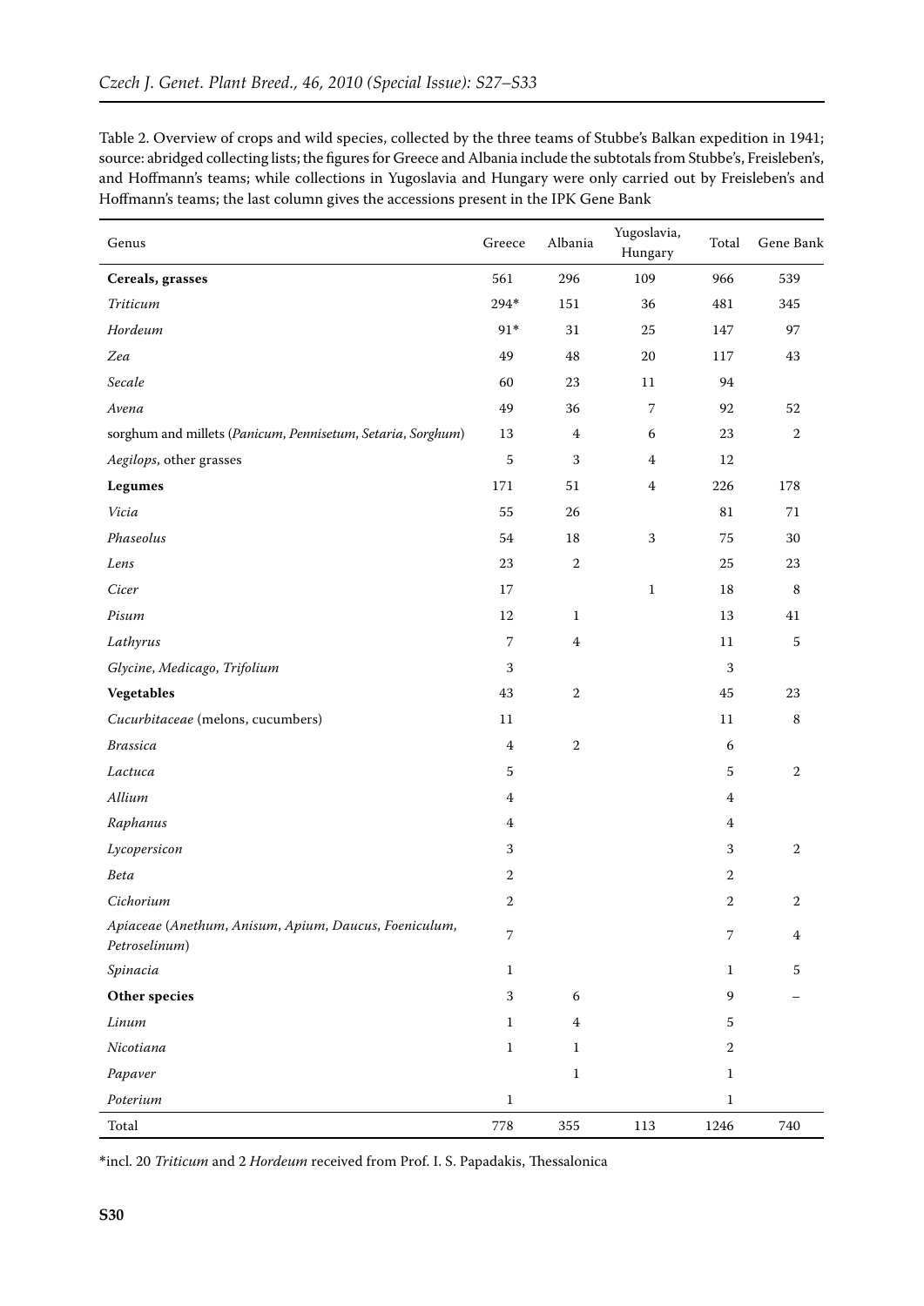Table 2. Overview of crops and wild species, collected by the three teams of Stubbe's Balkan expedition in 1941; source: abridged collecting lists; the figures for Greece and Albania include the subtotals from Stubbe's, Freisleben's, and Hoffmann's teams; while collections in Yugoslavia and Hungary were only carried out by Freisleben's and Hoffmann's teams; the last column gives the accessions present in the IPK Gene Bank

| Genus | Greece | Albania | Yugoslavia, Hungary | Total | Gene Bank |
|---|---|---|---|---|---|
| **Cereals, grasses** | 561 | 296 | 109 | 966 | 539 |
| *Triticum* | 294* | 151 | 36 | 481 | 345 |
| *Hordeum* | 91* | 31 | 25 | 147 | 97 |
| *Zea* | 49 | 48 | 20 | 117 | 43 |
| *Secale* | 60 | 23 | 11 | 94 | |
| *Avena* | 49 | 36 | 7 | 92 | 52 |
| sorghum and millets (*Panicum*, *Pennisetum*, *Setaria*, *Sorghum*) | 13 | 4 | 6 | 23 | 2 |
| *Aegilops*, other grasses | 5 | 3 | 4 | 12 | |
| **Legumes** | 171 | 51 | 4 | 226 | 178 |
| *Vicia* | 55 | 26 | | 81 | 71 |
| *Phaseolus* | 54 | 18 | 3 | 75 | 30 |
| *Lens* | 23 | 2 | | 25 | 23 |
| *Cicer* | 17 | | 1 | 18 | 8 |
| *Pisum* | 12 | 1 | | 13 | 41 |
| *Lathyrus* | 7 | 4 | | 11 | 5 |
| *Glycine*, *Medicago*, *Trifolium* | 3 | | | 3 | |
| **Vegetables** | 43 | 2 | | 45 | 23 |
| *Cucurbitaceae* (melons, cucumbers) | 11 | | | 11 | 8 |
| *Brassica* | 4 | 2 | | 6 | |
| *Lactuca* | 5 | | | 5 | 2 |
| *Allium* | 4 | | | 4 | |
| *Raphanus* | 4 | | | 4 | |
| *Lycopersicon* | 3 | | | 3 | 2 |
| *Beta* | 2 | | | 2 | |
| *Cichorium* | 2 | | | 2 | 2 |
| *Apiaceae* (*Anethum*, *Anisum*, *Apium*, *Daucus*, *Foeniculum*, *Petroselinum*) | 7 | | | 7 | 4 |
| *Spinacia* | 1 | | | 1 | 5 |
| **Other species** | 3 | 6 | | 9 | – |
| *Linum* | 1 | 4 | | 5 | |
| *Nicotiana* | 1 | 1 | | 2 | |
| *Papaver* | | 1 | | 1 | |
| *Poterium* | 1 | | | 1 | |
| Total | 778 | 355 | 113 | 1246 | 740 |

*incl. 20 *Triticum* and 2 *Hordeum* received from Prof. I. S. Papadakis, Thessalonica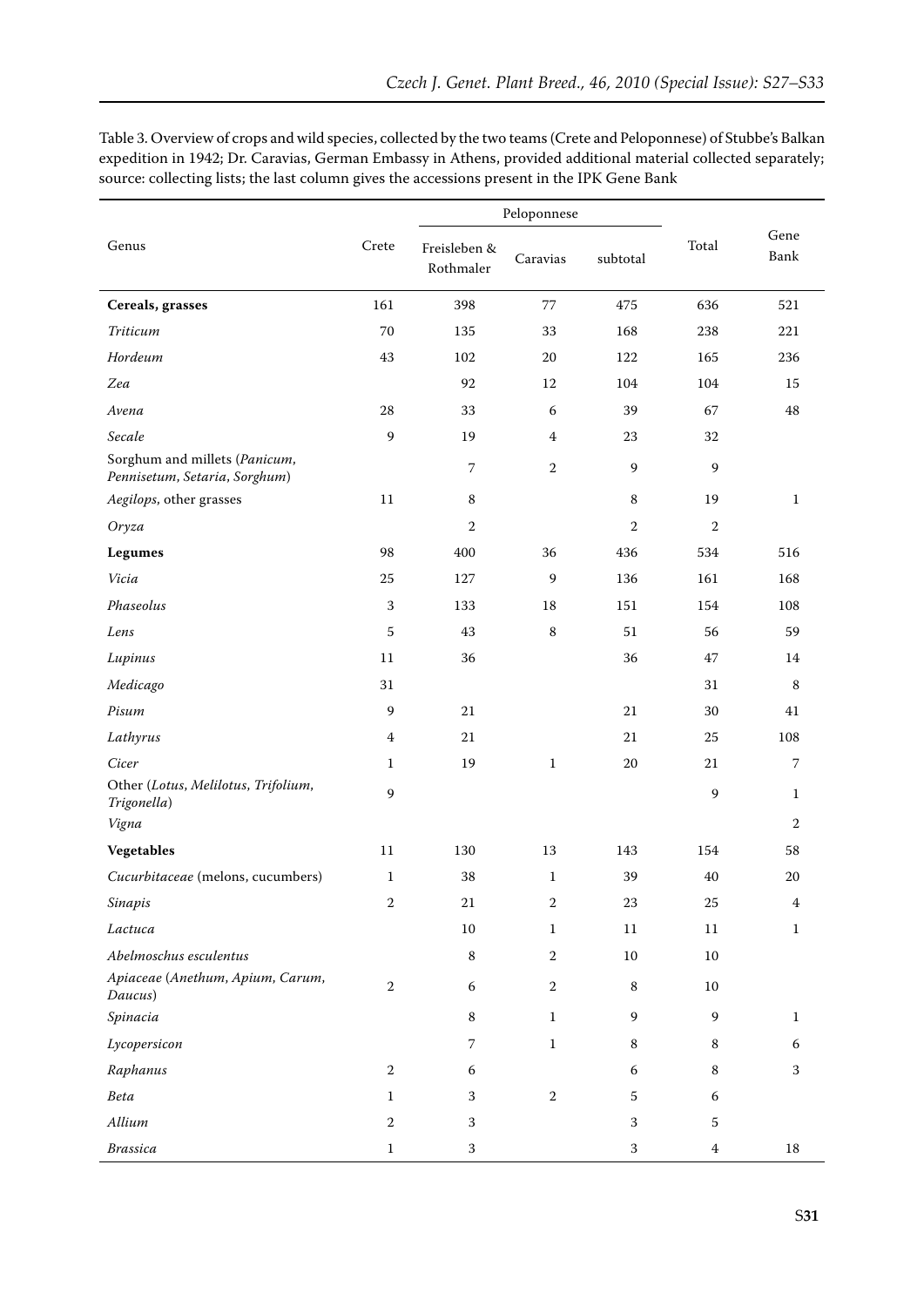Table 3. Overview of crops and wild species, collected by the two teams (Crete and Peloponnese) of Stubbe's Balkan expedition in 1942; Dr. Caravias, German Embassy in Athens, provided additional material collected separately; source: collecting lists; the last column gives the accessions present in the IPK Gene Bank

| Genus | Crete | Peloponnese | | | Total | Gene Bank |
|---|---|---|---|---|---|---|
| | | Freisleben & Rothmaler | Caravias | subtotal | | |
| **Cereals, grasses** | 161 | 398 | 77 | 475 | 636 | 521 |
| *Triticum* | 70 | 135 | 33 | 168 | 238 | 221 |
| *Hordeum* | 43 | 102 | 20 | 122 | 165 | 236 |
| *Zea* | | 92 | 12 | 104 | 104 | 15 |
| *Avena* | 28 | 33 | 6 | 39 | 67 | 48 |
| *Secale* | 9 | 19 | 4 | 23 | 32 | |
| Sorghum and millets (*Panicum, Pennisetum, Setaria, Sorghum*) | | 7 | 2 | 9 | 9 | |
| *Aegilops*, other grasses | 11 | 8 | | 8 | 19 | 1 |
| *Oryza* | | 2 | | 2 | 2 | |
| **Legumes** | 98 | 400 | 36 | 436 | 534 | 516 |
| *Vicia* | 25 | 127 | 9 | 136 | 161 | 168 |
| *Phaseolus* | 3 | 133 | 18 | 151 | 154 | 108 |
| *Lens* | 5 | 43 | 8 | 51 | 56 | 59 |
| *Lupinus* | 11 | 36 | | 36 | 47 | 14 |
| *Medicago* | 31 | | | | 31 | 8 |
| *Pisum* | 9 | 21 | | 21 | 30 | 41 |
| *Lathyrus* | 4 | 21 | | 21 | 25 | 108 |
| *Cicer* | 1 | 19 | 1 | 20 | 21 | 7 |
| Other (*Lotus, Melilotus, Trifolium, Trigonella*) | 9 | | | | 9 | 1 |
| *Vigna* | | | | | | 2 |
| **Vegetables** | 11 | 130 | 13 | 143 | 154 | 58 |
| *Cucurbitaceae* (melons, cucumbers) | 1 | 38 | 1 | 39 | 40 | 20 |
| *Sinapis* | 2 | 21 | 2 | 23 | 25 | 4 |
| *Lactuca* | | 10 | 1 | 11 | 11 | 1 |
| *Abelmoschus esculentus* | | 8 | 2 | 10 | 10 | |
| *Apiaceae* (*Anethum, Apium, Carum, Daucus*) | 2 | 6 | 2 | 8 | 10 | |
| *Spinacia* | | 8 | 1 | 9 | 9 | 1 |
| *Lycopersicon* | | 7 | 1 | 8 | 8 | 6 |
| *Raphanus* | 2 | 6 | | 6 | 8 | 3 |
| *Beta* | 1 | 3 | 2 | 5 | 6 | |
| *Allium* | 2 | 3 | | 3 | 5 | |
| *Brassica* | 1 | 3 | | 3 | 4 | 18 |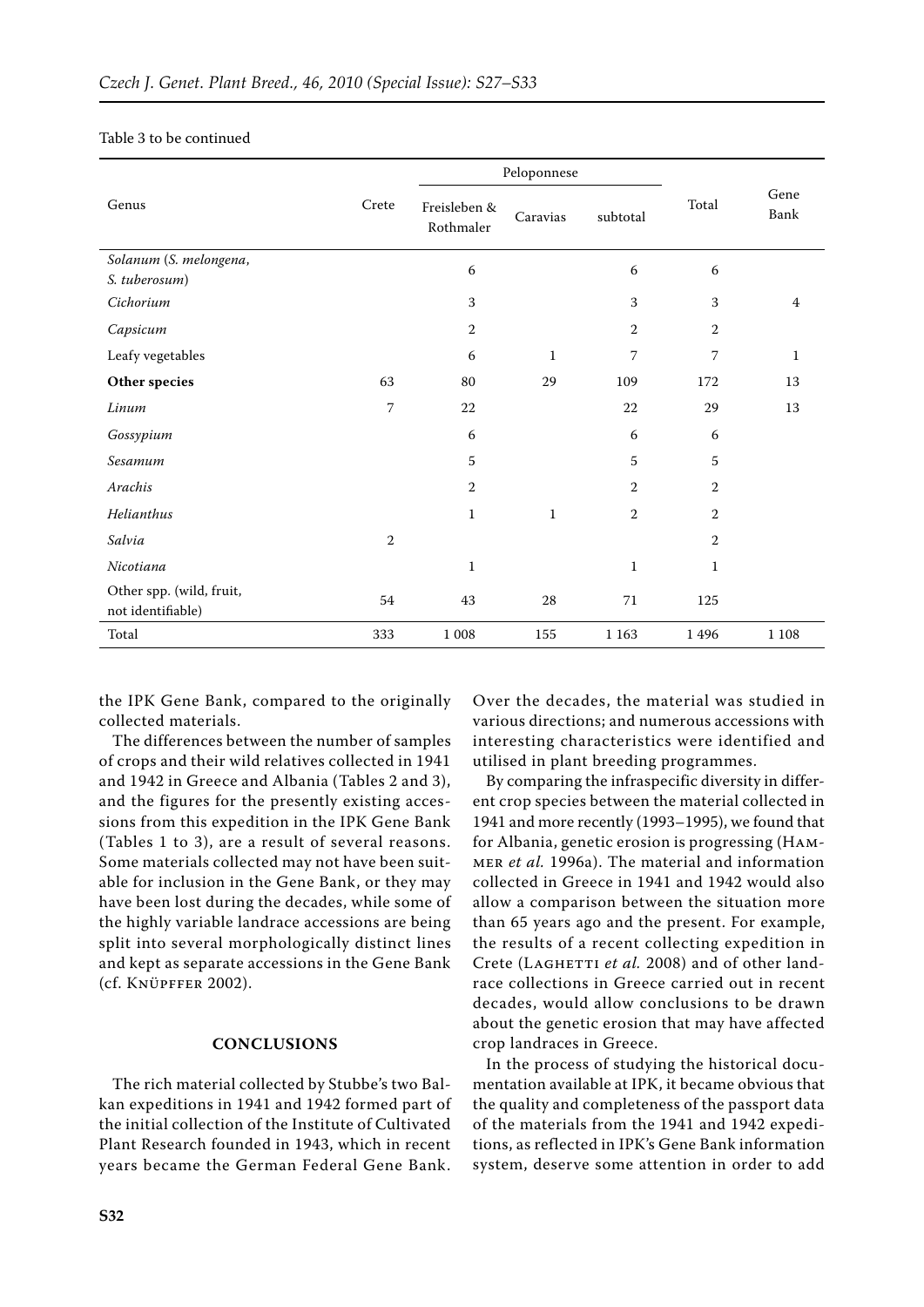Table 3 to be continued

| Genus | Crete | Peloponnese | | | Total | Gene Bank |
|---|---|---|---|---|---|---|
| | | Freisleben & Rothmaler | Caravias | subtotal | | |
| *Solanum* (*S. melongena*, *S. tuberosum*) | | 6 | | 6 | 6 | |
| *Cichorium* | | 3 | | 3 | 3 | 4 |
| *Capsicum* | | 2 | | 2 | 2 | |
| Leafy vegetables | | 6 | 1 | 7 | 7 | 1 |
| **Other species** | 63 | 80 | 29 | 109 | 172 | 13 |
| *Linum* | 7 | 22 | | 22 | 29 | 13 |
| *Gossypium* | | 6 | | 6 | 6 | |
| *Sesamum* | | 5 | | 5 | 5 | |
| *Arachis* | | 2 | | 2 | 2 | |
| *Helianthus* | | 1 | 1 | 2 | 2 | |
| *Salvia* | 2 | | | | 2 | |
| *Nicotiana* | | 1 | | 1 | 1 | |
| Other spp. (wild, fruit, not identifiable) | 54 | 43 | 28 | 71 | 125 | |
| Total | 333 | 1 008 | 155 | 1 163 | 1 496 | 1 108 |

the IPK Gene Bank, compared to the originally collected materials.

The differences between the number of samples of crops and their wild relatives collected in 1941 and 1942 in Greece and Albania (Tables 2 and 3), and the figures for the presently existing accessions from this expedition in the IPK Gene Bank (Tables 1 to 3), are a result of several reasons. Some materials collected may not have been suitable for inclusion in the Gene Bank, or they may have been lost during the decades, while some of the highly variable landrace accessions are being split into several morphologically distinct lines and kept as separate accessions in the Gene Bank (cf. Knüpffer 2002).

## CONCLUSIONS

The rich material collected by Stubbe's two Balkan expeditions in 1941 and 1942 formed part of the initial collection of the Institute of Cultivated Plant Research founded in 1943, which in recent years became the German Federal Gene Bank. Over the decades, the material was studied in various directions; and numerous accessions with interesting characteristics were identified and utilised in plant breeding programmes.

By comparing the infraspecific diversity in different crop species between the material collected in 1941 and more recently (1993–1995), we found that for Albania, genetic erosion is progressing (Hammer *et al.* 1996a). The material and information collected in Greece in 1941 and 1942 would also allow a comparison between the situation more than 65 years ago and the present. For example, the results of a recent collecting expedition in Crete (Laghetti *et al.* 2008) and of other landrace collections in Greece carried out in recent decades, would allow conclusions to be drawn about the genetic erosion that may have affected crop landraces in Greece.

In the process of studying the historical documentation available at IPK, it became obvious that the quality and completeness of the passport data of the materials from the 1941 and 1942 expeditions, as reflected in IPK's Gene Bank information system, deserve some attention in order to add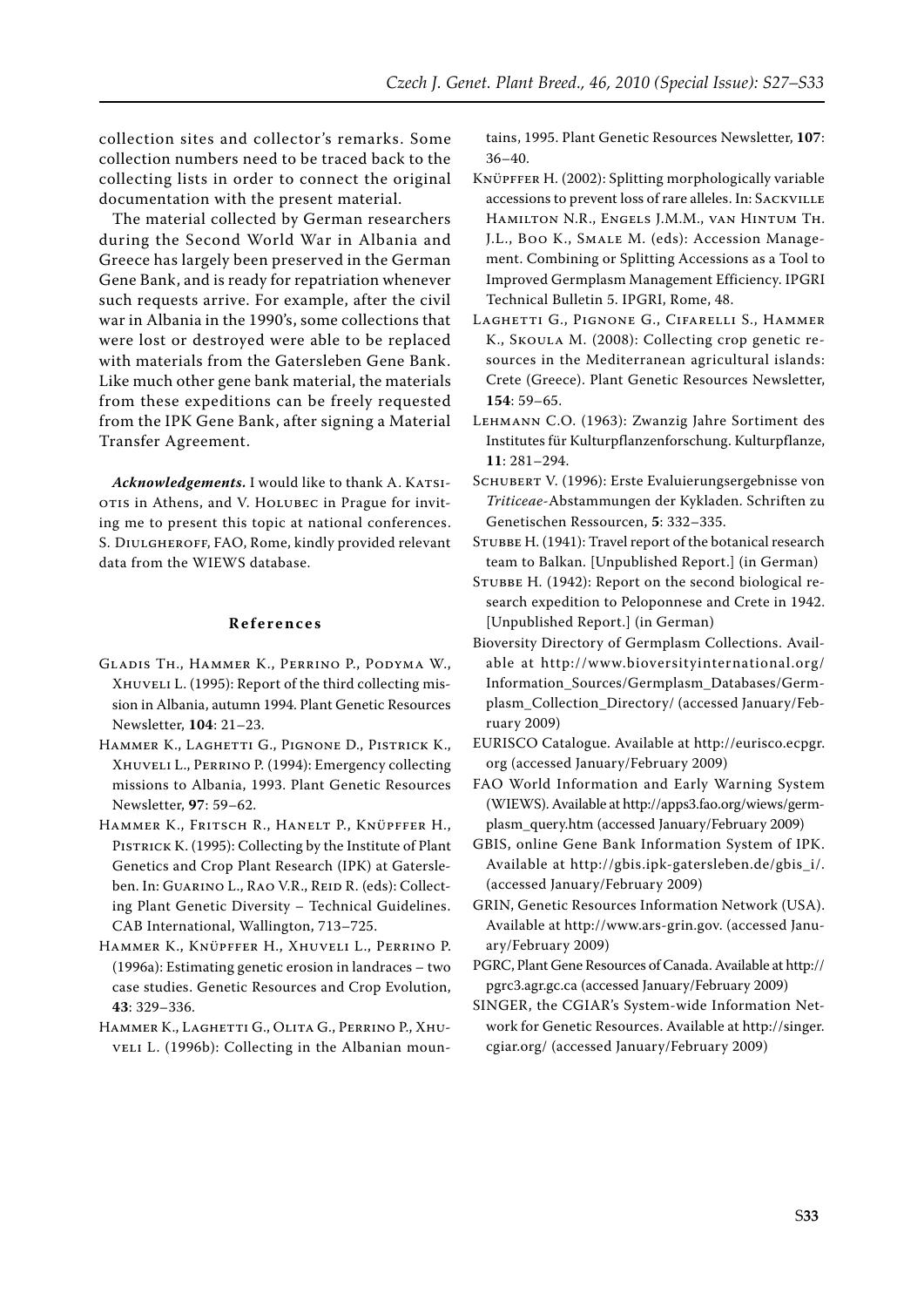collection sites and collector's remarks. Some collection numbers need to be traced back to the collecting lists in order to connect the original documentation with the present material.

The material collected by German researchers during the Second World War in Albania and Greece has largely been preserved in the German Gene Bank, and is ready for repatriation whenever such requests arrive. For example, after the civil war in Albania in the 1990's, some collections that were lost or destroyed were able to be replaced with materials from the Gatersleben Gene Bank. Like much other gene bank material, the materials from these expeditions can be freely requested from the IPK Gene Bank, after signing a Material Transfer Agreement.

***Acknowledgements.*** I would like to thank A. Katsiotis in Athens, and V. Holubec in Prague for inviting me to present this topic at national conferences. S. Diulgheroff, FAO, Rome, kindly provided relevant data from the WIEWS database.

## References

Gladis Th., Hammer K., Perrino P., Podyma W., Xhuveli L. (1995): Report of the third collecting mission in Albania, autumn 1994. Plant Genetic Resources Newsletter, **104**: 21–23.

Hammer K., Laghetti G., Pignone D., Pistrick K., Xhuveli L., Perrino P. (1994): Emergency collecting missions to Albania, 1993. Plant Genetic Resources Newsletter, **97**: 59–62.

Hammer K., Fritsch R., Hanelt P., Knüpffer H., Pistrick K. (1995): Collecting by the Institute of Plant Genetics and Crop Plant Research (IPK) at Gatersleben. In: Guarino L., Rao V.R., Reid R. (eds): Collecting Plant Genetic Diversity – Technical Guidelines. CAB International, Wallington, 713–725.

Hammer K., Knüpffer H., Xhuveli L., Perrino P. (1996a): Estimating genetic erosion in landraces – two case studies. Genetic Resources and Crop Evolution, **43**: 329–336.

Hammer K., Laghetti G., Olita G., Perrino P., Xhuveli L. (1996b): Collecting in the Albanian mountains, 1995. Plant Genetic Resources Newsletter, **107**: 36–40.

Knüpffer H. (2002): Splitting morphologically variable accessions to prevent loss of rare alleles. In: Sackville Hamilton N.R., Engels J.M.M., van Hintum Th. J.L., Boo K., Smale M. (eds): Accession Management. Combining or Splitting Accessions as a Tool to Improved Germplasm Management Efficiency. IPGRI Technical Bulletin 5. IPGRI, Rome, 48.

Laghetti G., Pignone G., Cifarelli S., Hammer K., Skoula M. (2008): Collecting crop genetic resources in the Mediterranean agricultural islands: Crete (Greece). Plant Genetic Resources Newsletter, **154**: 59–65.

Lehmann C.O. (1963): Zwanzig Jahre Sortiment des Institutes für Kulturpflanzenforschung. Kulturpflanze, **11**: 281–294.

Schubert V. (1996): Erste Evaluierungsergebnisse von *Triticeae*-Abstammungen der Kykladen. Schriften zu Genetischen Ressourcen, **5**: 332–335.

Stubbe H. (1941): Travel report of the botanical research team to Balkan. [Unpublished Report.] (in German)

Stubbe H. (1942): Report on the second biological research expedition to Peloponnese and Crete in 1942. [Unpublished Report.] (in German)

Bioversity Directory of Germplasm Collections. Available at http://www.bioversityinternational.org/Information_Sources/Germplasm_Databases/Germplasm_Collection_Directory/ (accessed January/February 2009)

EURISCO Catalogue. Available at http://eurisco.ecpgr.org (accessed January/February 2009)

FAO World Information and Early Warning System (WIEWS). Available at http://apps3.fao.org/wiews/germplasm_query.htm (accessed January/February 2009)

GBIS, online Gene Bank Information System of IPK. Available at http://gbis.ipk-gatersleben.de/gbis_i/. (accessed January/February 2009)

GRIN, Genetic Resources Information Network (USA). Available at http://www.ars-grin.gov. (accessed January/February 2009)

PGRC, Plant Gene Resources of Canada. Available at http://pgrc3.agr.gc.ca (accessed January/February 2009)

SINGER, the CGIAR's System-wide Information Network for Genetic Resources. Available at http://singer.cgiar.org/ (accessed January/February 2009)